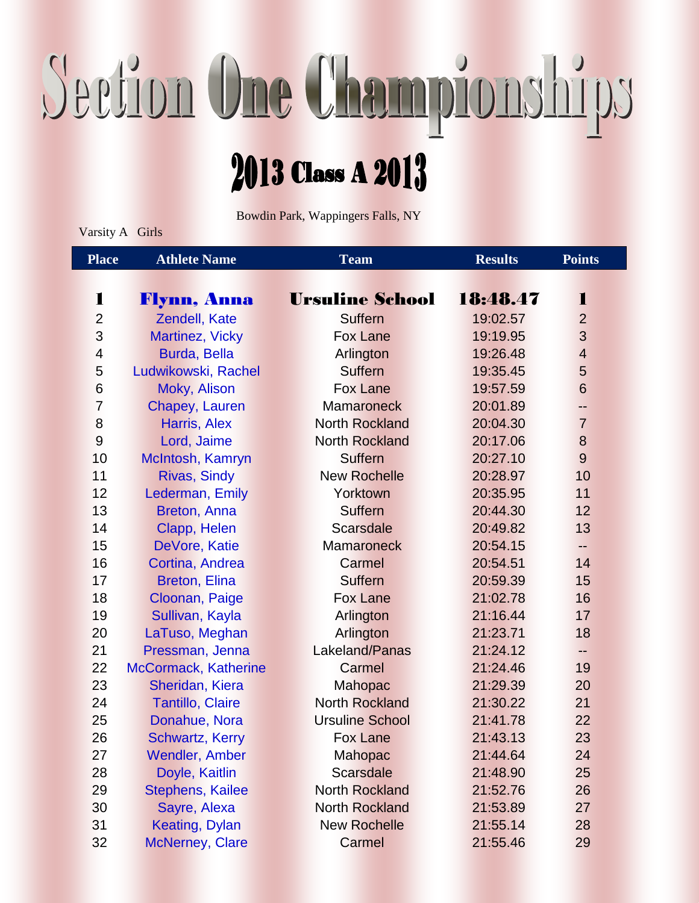# Section One Championships

## 2013 Class A 2013

Bowdin Park, Wappingers Falls, NY

Varsity A Girls

| Place | Athlete Name | Team | Results | Points |
|---|---|---|---|---|
| **1** | **Flynn, Anna** | **Ursuline School** | **18:48.47** | **1** |
| 2 | Zendell, Kate | Suffern | 19:02.57 | 2 |
| 3 | Martinez, Vicky | Fox Lane | 19:19.95 | 3 |
| 4 | Burda, Bella | Arlington | 19:26.48 | 4 |
| 5 | Ludwikowski, Rachel | Suffern | 19:35.45 | 5 |
| 6 | Moky, Alison | Fox Lane | 19:57.59 | 6 |
| 7 | Chapey, Lauren | Mamaroneck | 20:01.89 | -- |
| 8 | Harris, Alex | North Rockland | 20:04.30 | 7 |
| 9 | Lord, Jaime | North Rockland | 20:17.06 | 8 |
| 10 | McIntosh, Kamryn | Suffern | 20:27.10 | 9 |
| 11 | Rivas, Sindy | New Rochelle | 20:28.97 | 10 |
| 12 | Lederman, Emily | Yorktown | 20:35.95 | 11 |
| 13 | Breton, Anna | Suffern | 20:44.30 | 12 |
| 14 | Clapp, Helen | Scarsdale | 20:49.82 | 13 |
| 15 | DeVore, Katie | Mamaroneck | 20:54.15 | -- |
| 16 | Cortina, Andrea | Carmel | 20:54.51 | 14 |
| 17 | Breton, Elina | Suffern | 20:59.39 | 15 |
| 18 | Cloonan, Paige | Fox Lane | 21:02.78 | 16 |
| 19 | Sullivan, Kayla | Arlington | 21:16.44 | 17 |
| 20 | LaTuso, Meghan | Arlington | 21:23.71 | 18 |
| 21 | Pressman, Jenna | Lakeland/Panas | 21:24.12 | -- |
| 22 | McCormack, Katherine | Carmel | 21:24.46 | 19 |
| 23 | Sheridan, Kiera | Mahopac | 21:29.39 | 20 |
| 24 | Tantillo, Claire | North Rockland | 21:30.22 | 21 |
| 25 | Donahue, Nora | Ursuline School | 21:41.78 | 22 |
| 26 | Schwartz, Kerry | Fox Lane | 21:43.13 | 23 |
| 27 | Wendler, Amber | Mahopac | 21:44.64 | 24 |
| 28 | Doyle, Kaitlin | Scarsdale | 21:48.90 | 25 |
| 29 | Stephens, Kailee | North Rockland | 21:52.76 | 26 |
| 30 | Sayre, Alexa | North Rockland | 21:53.89 | 27 |
| 31 | Keating, Dylan | New Rochelle | 21:55.14 | 28 |
| 32 | McNerney, Clare | Carmel | 21:55.46 | 29 |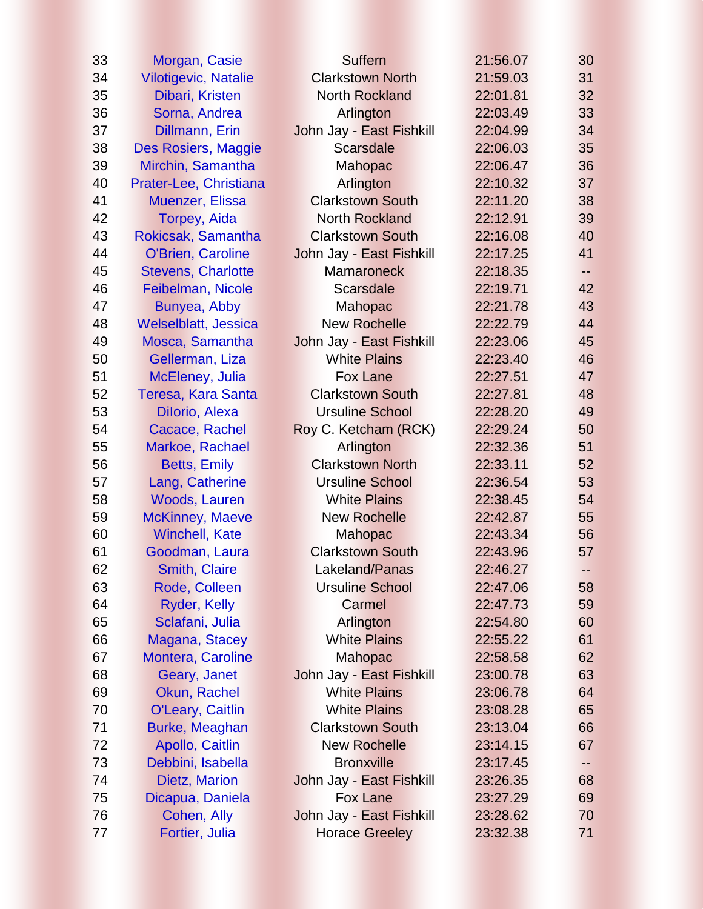| | | | | |
|---|---|---|---|---|
| 33 | Morgan, Casie | Suffern | 21:56.07 | 30 |
| 34 | Vilotigevic, Natalie | Clarkstown North | 21:59.03 | 31 |
| 35 | Dibari, Kristen | North Rockland | 22:01.81 | 32 |
| 36 | Sorna, Andrea | Arlington | 22:03.49 | 33 |
| 37 | Dillmann, Erin | John Jay - East Fishkill | 22:04.99 | 34 |
| 38 | Des Rosiers, Maggie | Scarsdale | 22:06.03 | 35 |
| 39 | Mirchin, Samantha | Mahopac | 22:06.47 | 36 |
| 40 | Prater-Lee, Christiana | Arlington | 22:10.32 | 37 |
| 41 | Muenzer, Elissa | Clarkstown South | 22:11.20 | 38 |
| 42 | Torpey, Aida | North Rockland | 22:12.91 | 39 |
| 43 | Rokicsak, Samantha | Clarkstown South | 22:16.08 | 40 |
| 44 | O'Brien, Caroline | John Jay - East Fishkill | 22:17.25 | 41 |
| 45 | Stevens, Charlotte | Mamaroneck | 22:18.35 | -- |
| 46 | Feibelman, Nicole | Scarsdale | 22:19.71 | 42 |
| 47 | Bunyea, Abby | Mahopac | 22:21.78 | 43 |
| 48 | Welselblatt, Jessica | New Rochelle | 22:22.79 | 44 |
| 49 | Mosca, Samantha | John Jay - East Fishkill | 22:23.06 | 45 |
| 50 | Gellerman, Liza | White Plains | 22:23.40 | 46 |
| 51 | McEleney, Julia | Fox Lane | 22:27.51 | 47 |
| 52 | Teresa, Kara Santa | Clarkstown South | 22:27.81 | 48 |
| 53 | DiIorio, Alexa | Ursuline School | 22:28.20 | 49 |
| 54 | Cacace, Rachel | Roy C. Ketcham (RCK) | 22:29.24 | 50 |
| 55 | Markoe, Rachael | Arlington | 22:32.36 | 51 |
| 56 | Betts, Emily | Clarkstown North | 22:33.11 | 52 |
| 57 | Lang, Catherine | Ursuline School | 22:36.54 | 53 |
| 58 | Woods, Lauren | White Plains | 22:38.45 | 54 |
| 59 | McKinney, Maeve | New Rochelle | 22:42.87 | 55 |
| 60 | Winchell, Kate | Mahopac | 22:43.34 | 56 |
| 61 | Goodman, Laura | Clarkstown South | 22:43.96 | 57 |
| 62 | Smith, Claire | Lakeland/Panas | 22:46.27 | -- |
| 63 | Rode, Colleen | Ursuline School | 22:47.06 | 58 |
| 64 | Ryder, Kelly | Carmel | 22:47.73 | 59 |
| 65 | Sclafani, Julia | Arlington | 22:54.80 | 60 |
| 66 | Magana, Stacey | White Plains | 22:55.22 | 61 |
| 67 | Montera, Caroline | Mahopac | 22:58.58 | 62 |
| 68 | Geary, Janet | John Jay - East Fishkill | 23:00.78 | 63 |
| 69 | Okun, Rachel | White Plains | 23:06.78 | 64 |
| 70 | O'Leary, Caitlin | White Plains | 23:08.28 | 65 |
| 71 | Burke, Meaghan | Clarkstown South | 23:13.04 | 66 |
| 72 | Apollo, Caitlin | New Rochelle | 23:14.15 | 67 |
| 73 | Debbini, Isabella | Bronxville | 23:17.45 | -- |
| 74 | Dietz, Marion | John Jay - East Fishkill | 23:26.35 | 68 |
| 75 | Dicapua, Daniela | Fox Lane | 23:27.29 | 69 |
| 76 | Cohen, Ally | John Jay - East Fishkill | 23:28.62 | 70 |
| 77 | Fortier, Julia | Horace Greeley | 23:32.38 | 71 |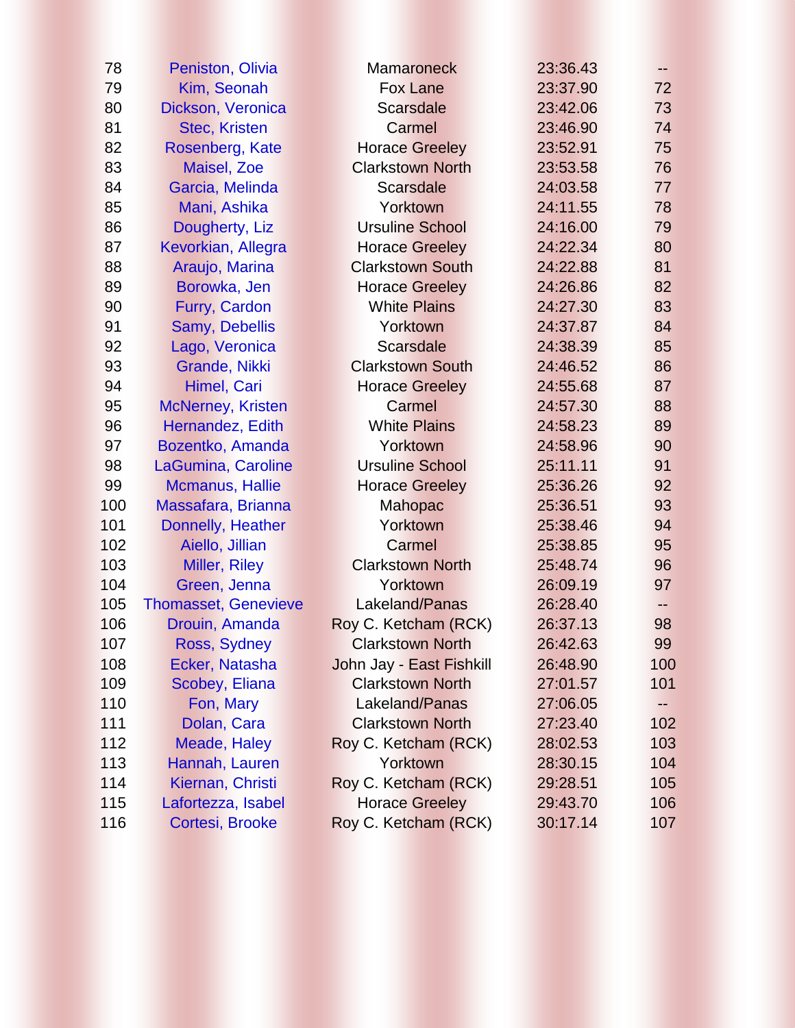| | | | | |
|---|---|---|---|---|
| 78 | Peniston, Olivia | Mamaroneck | 23:36.43 | -- |
| 79 | Kim, Seonah | Fox Lane | 23:37.90 | 72 |
| 80 | Dickson, Veronica | Scarsdale | 23:42.06 | 73 |
| 81 | Stec, Kristen | Carmel | 23:46.90 | 74 |
| 82 | Rosenberg, Kate | Horace Greeley | 23:52.91 | 75 |
| 83 | Maisel, Zoe | Clarkstown North | 23:53.58 | 76 |
| 84 | Garcia, Melinda | Scarsdale | 24:03.58 | 77 |
| 85 | Mani, Ashika | Yorktown | 24:11.55 | 78 |
| 86 | Dougherty, Liz | Ursuline School | 24:16.00 | 79 |
| 87 | Kevorkian, Allegra | Horace Greeley | 24:22.34 | 80 |
| 88 | Araujo, Marina | Clarkstown South | 24:22.88 | 81 |
| 89 | Borowka, Jen | Horace Greeley | 24:26.86 | 82 |
| 90 | Furry, Cardon | White Plains | 24:27.30 | 83 |
| 91 | Samy, Debellis | Yorktown | 24:37.87 | 84 |
| 92 | Lago, Veronica | Scarsdale | 24:38.39 | 85 |
| 93 | Grande, Nikki | Clarkstown South | 24:46.52 | 86 |
| 94 | Himel, Cari | Horace Greeley | 24:55.68 | 87 |
| 95 | McNerney, Kristen | Carmel | 24:57.30 | 88 |
| 96 | Hernandez, Edith | White Plains | 24:58.23 | 89 |
| 97 | Bozentko, Amanda | Yorktown | 24:58.96 | 90 |
| 98 | LaGumina, Caroline | Ursuline School | 25:11.11 | 91 |
| 99 | Mcmanus, Hallie | Horace Greeley | 25:36.26 | 92 |
| 100 | Massafara, Brianna | Mahopac | 25:36.51 | 93 |
| 101 | Donnelly, Heather | Yorktown | 25:38.46 | 94 |
| 102 | Aiello, Jillian | Carmel | 25:38.85 | 95 |
| 103 | Miller, Riley | Clarkstown North | 25:48.74 | 96 |
| 104 | Green, Jenna | Yorktown | 26:09.19 | 97 |
| 105 | Thomasset, Genevieve | Lakeland/Panas | 26:28.40 | -- |
| 106 | Drouin, Amanda | Roy C. Ketcham (RCK) | 26:37.13 | 98 |
| 107 | Ross, Sydney | Clarkstown North | 26:42.63 | 99 |
| 108 | Ecker, Natasha | John Jay - East Fishkill | 26:48.90 | 100 |
| 109 | Scobey, Eliana | Clarkstown North | 27:01.57 | 101 |
| 110 | Fon, Mary | Lakeland/Panas | 27:06.05 | -- |
| 111 | Dolan, Cara | Clarkstown North | 27:23.40 | 102 |
| 112 | Meade, Haley | Roy C. Ketcham (RCK) | 28:02.53 | 103 |
| 113 | Hannah, Lauren | Yorktown | 28:30.15 | 104 |
| 114 | Kiernan, Christi | Roy C. Ketcham (RCK) | 29:28.51 | 105 |
| 115 | Lafortezza, Isabel | Horace Greeley | 29:43.70 | 106 |
| 116 | Cortesi, Brooke | Roy C. Ketcham (RCK) | 30:17.14 | 107 |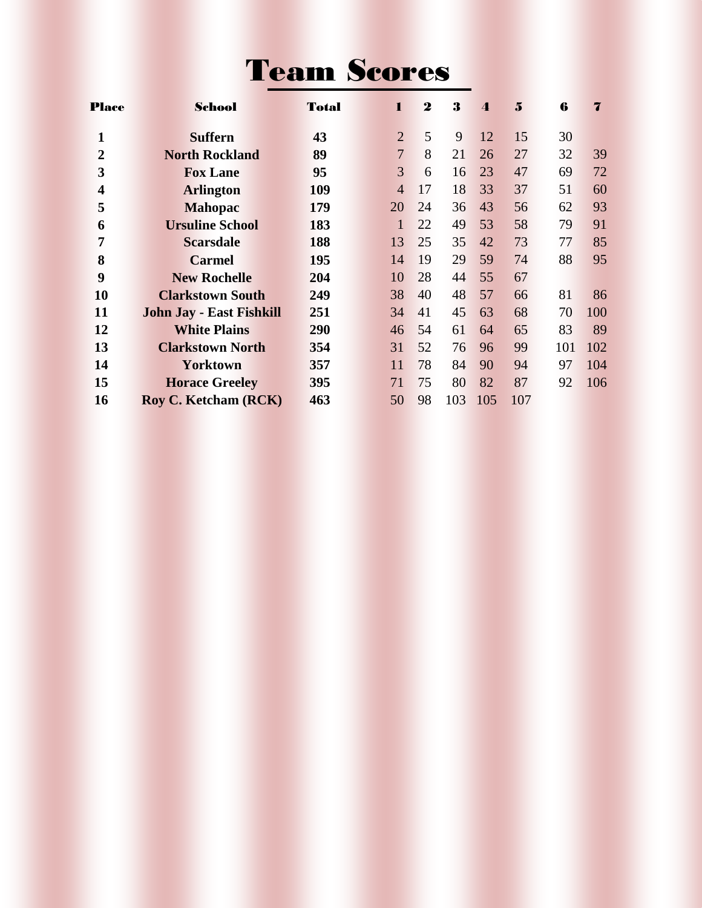# Team Scores

| Place | School | Total | 1 | 2 | 3 | 4 | 5 | 6 | 7 |
|---|---|---|---|---|---|---|---|---|---|
| **1** | **Suffern** | **43** | 2 | 5 | 9 | 12 | 15 | 30 | |
| **2** | **North Rockland** | **89** | 7 | 8 | 21 | 26 | 27 | 32 | 39 |
| **3** | **Fox Lane** | **95** | 3 | 6 | 16 | 23 | 47 | 69 | 72 |
| **4** | **Arlington** | **109** | 4 | 17 | 18 | 33 | 37 | 51 | 60 |
| **5** | **Mahopac** | **179** | 20 | 24 | 36 | 43 | 56 | 62 | 93 |
| **6** | **Ursuline School** | **183** | 1 | 22 | 49 | 53 | 58 | 79 | 91 |
| **7** | **Scarsdale** | **188** | 13 | 25 | 35 | 42 | 73 | 77 | 85 |
| **8** | **Carmel** | **195** | 14 | 19 | 29 | 59 | 74 | 88 | 95 |
| **9** | **New Rochelle** | **204** | 10 | 28 | 44 | 55 | 67 | | |
| **10** | **Clarkstown South** | **249** | 38 | 40 | 48 | 57 | 66 | 81 | 86 |
| **11** | **John Jay - East Fishkill** | **251** | 34 | 41 | 45 | 63 | 68 | 70 | 100 |
| **12** | **White Plains** | **290** | 46 | 54 | 61 | 64 | 65 | 83 | 89 |
| **13** | **Clarkstown North** | **354** | 31 | 52 | 76 | 96 | 99 | 101 | 102 |
| **14** | **Yorktown** | **357** | 11 | 78 | 84 | 90 | 94 | 97 | 104 |
| **15** | **Horace Greeley** | **395** | 71 | 75 | 80 | 82 | 87 | 92 | 106 |
| **16** | **Roy C. Ketcham (RCK)** | **463** | 50 | 98 | 103 | 105 | 107 | | |